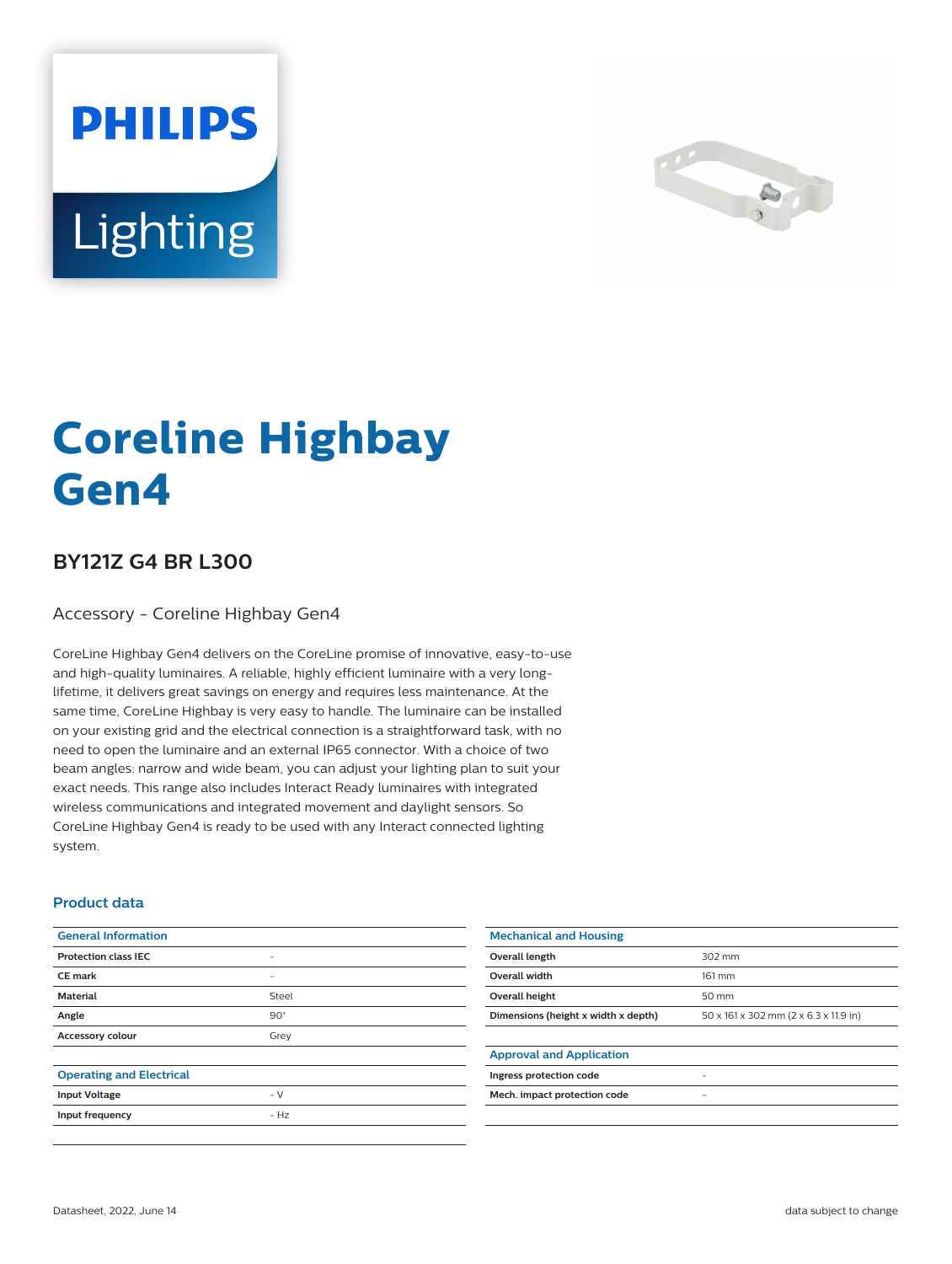PHILIPS Lighting

# Coreline Highbay Gen4

## BY121Z G4 BR L300

Accessory - Coreline Highbay Gen4

CoreLine Highbay Gen4 delivers on the CoreLine promise of innovative, easy-to-use and high-quality luminaires. A reliable, highly efficient luminaire with a very long-lifetime, it delivers great savings on energy and requires less maintenance. At the same time, CoreLine Highbay is very easy to handle. The luminaire can be installed on your existing grid and the electrical connection is a straightforward task, with no need to open the luminaire and an external IP65 connector. With a choice of two beam angles: narrow and wide beam, you can adjust your lighting plan to suit your exact needs. This range also includes Interact Ready luminaires with integrated wireless communications and integrated movement and daylight sensors. So CoreLine Highbay Gen4 is ready to be used with any Interact connected lighting system.

### Product data

| General Information | |
|---|---|
| Protection class IEC | - |
| CE mark | - |
| Material | Steel |
| Angle | 90° |
| Accessory colour | Grey |

| Operating and Electrical | |
|---|---|
| Input Voltage | - V |
| Input frequency | - Hz |

| Mechanical and Housing | |
|---|---|
| Overall length | 302 mm |
| Overall width | 161 mm |
| Overall height | 50 mm |
| Dimensions (height x width x depth) | 50 x 161 x 302 mm (2 x 6.3 x 11.9 in) |

| Approval and Application | |
|---|---|
| Ingress protection code | - |
| Mech. impact protection code | - |

Datasheet, 2022, June 14 data subject to change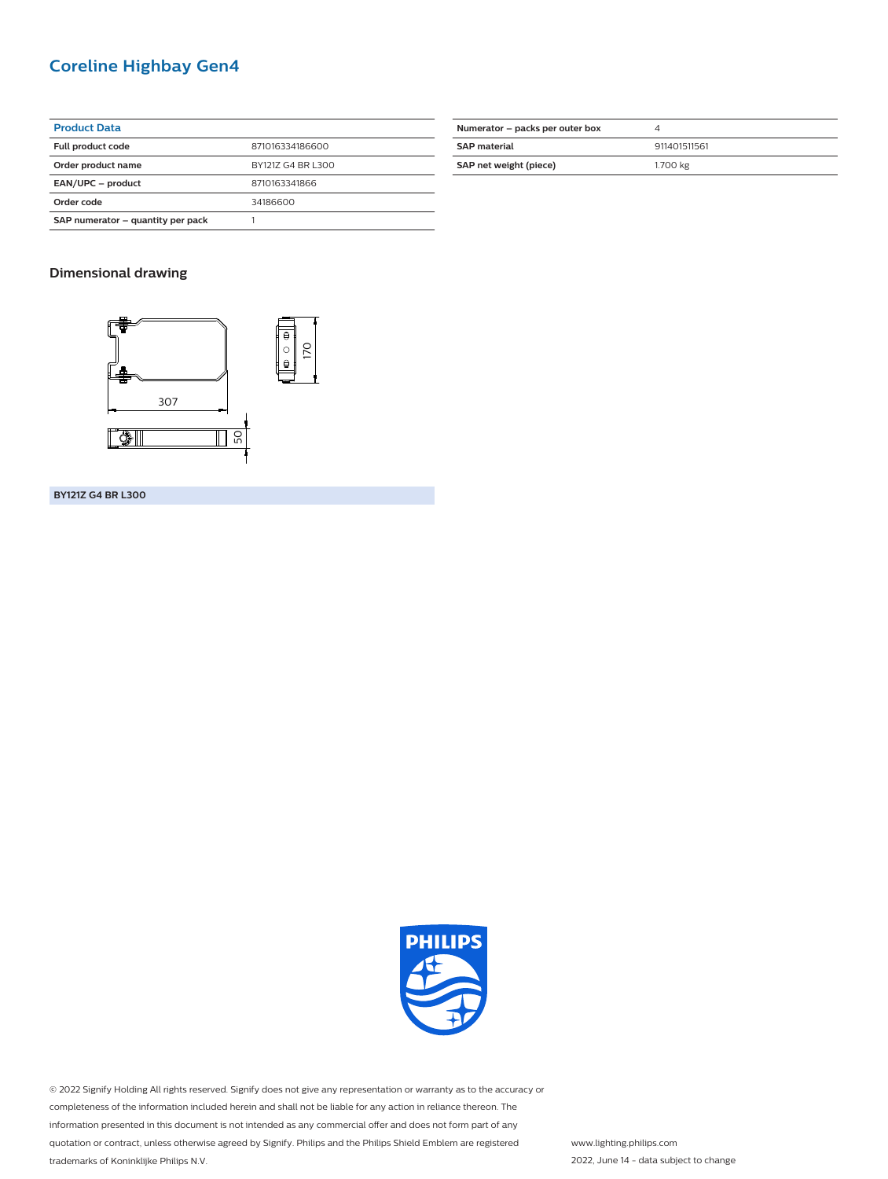## Coreline Highbay Gen4

| Product Data | |
|---|---|
| Full product code | 871016334186600 |
| Order product name | BY121Z G4 BR L300 |
| EAN/UPC – product | 8710163341866 |
| Order code | 34186600 |
| SAP numerator – quantity per pack | 1 |
| Numerator – packs per outer box | 4 |
| SAP material | 911401511561 |
| SAP net weight (piece) | 1.700 kg |

### Dimensional drawing

307

170

50

**BY121Z G4 BR L300**

© 2022 Signify Holding All rights reserved. Signify does not give any representation or warranty as to the accuracy or completeness of the information included herein and shall not be liable for any action in reliance thereon. The information presented in this document is not intended as any commercial offer and does not form part of any quotation or contract, unless otherwise agreed by Signify. Philips and the Philips Shield Emblem are registered trademarks of Koninklijke Philips N.V.

www.lighting.philips.com

2022, June 14 - data subject to change